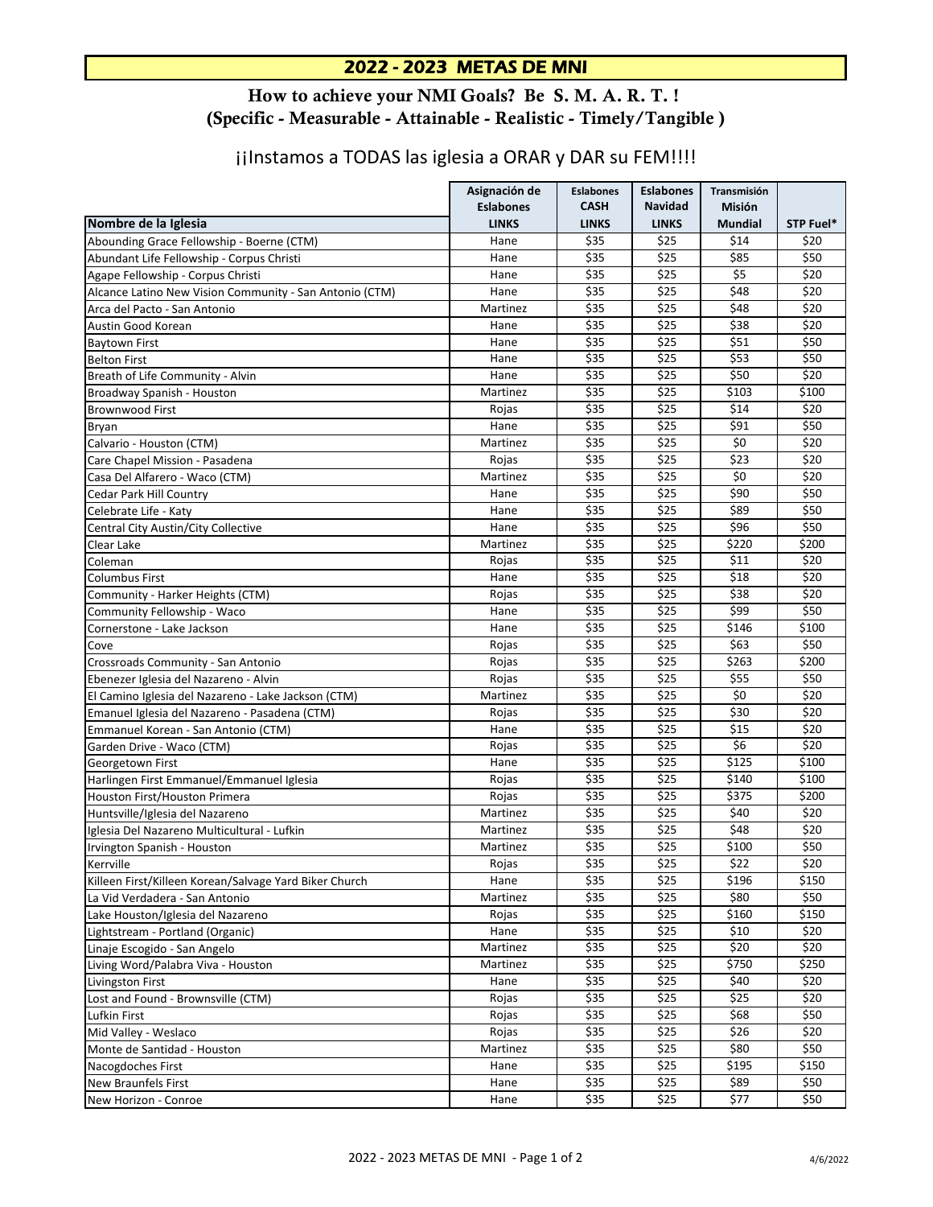# 2022 - 2023 METAS DE MNI

## How to achieve your NMI Goals? Be S. M. A. R. T. !
## (Specific - Measurable - Attainable - Realistic - Timely/Tangible )

¡¡Instamos a TODAS las iglesia a ORAR y DAR su FEM!!!!

| Nombre de la Iglesia | Asignación de Eslabones LINKS | Eslabones CASH LINKS | Eslabones Navidad LINKS | Transmisión Misión Mundial | STP Fuel* |
|---|---|---|---|---|---|
| Abounding Grace Fellowship - Boerne (CTM) | Hane | $35 | $25 | $14 | $20 |
| Abundant Life Fellowship - Corpus Christi | Hane | $35 | $25 | $85 | $50 |
| Agape Fellowship - Corpus Christi | Hane | $35 | $25 | $5 | $20 |
| Alcance Latino New Vision Community - San Antonio (CTM) | Hane | $35 | $25 | $48 | $20 |
| Arca del Pacto - San Antonio | Martinez | $35 | $25 | $48 | $20 |
| Austin Good Korean | Hane | $35 | $25 | $38 | $20 |
| Baytown First | Hane | $35 | $25 | $51 | $50 |
| Belton First | Hane | $35 | $25 | $53 | $50 |
| Breath of Life Community - Alvin | Hane | $35 | $25 | $50 | $20 |
| Broadway Spanish - Houston | Martinez | $35 | $25 | $103 | $100 |
| Brownwood First | Rojas | $35 | $25 | $14 | $20 |
| Bryan | Hane | $35 | $25 | $91 | $50 |
| Calvario - Houston (CTM) | Martinez | $35 | $25 | $0 | $20 |
| Care Chapel Mission - Pasadena | Rojas | $35 | $25 | $23 | $20 |
| Casa Del Alfarero - Waco (CTM) | Martinez | $35 | $25 | $0 | $20 |
| Cedar Park Hill Country | Hane | $35 | $25 | $90 | $50 |
| Celebrate Life - Katy | Hane | $35 | $25 | $89 | $50 |
| Central City Austin/City Collective | Hane | $35 | $25 | $96 | $50 |
| Clear Lake | Martinez | $35 | $25 | $220 | $200 |
| Coleman | Rojas | $35 | $25 | $11 | $20 |
| Columbus First | Hane | $35 | $25 | $18 | $20 |
| Community - Harker Heights (CTM) | Rojas | $35 | $25 | $38 | $20 |
| Community Fellowship - Waco | Hane | $35 | $25 | $99 | $50 |
| Cornerstone - Lake Jackson | Hane | $35 | $25 | $146 | $100 |
| Cove | Rojas | $35 | $25 | $63 | $50 |
| Crossroads Community - San Antonio | Rojas | $35 | $25 | $263 | $200 |
| Ebenezer Iglesia del Nazareno - Alvin | Rojas | $35 | $25 | $55 | $50 |
| El Camino Iglesia del Nazareno - Lake Jackson (CTM) | Martinez | $35 | $25 | $0 | $20 |
| Emanuel Iglesia del Nazareno - Pasadena (CTM) | Rojas | $35 | $25 | $30 | $20 |
| Emmanuel Korean - San Antonio (CTM) | Hane | $35 | $25 | $15 | $20 |
| Garden Drive - Waco (CTM) | Rojas | $35 | $25 | $6 | $20 |
| Georgetown First | Hane | $35 | $25 | $125 | $100 |
| Harlingen First Emmanuel/Emmanuel Iglesia | Rojas | $35 | $25 | $140 | $100 |
| Houston First/Houston Primera | Rojas | $35 | $25 | $375 | $200 |
| Huntsville/Iglesia del Nazareno | Martinez | $35 | $25 | $40 | $20 |
| Iglesia Del Nazareno Multicultural - Lufkin | Martinez | $35 | $25 | $48 | $20 |
| Irvington Spanish - Houston | Martinez | $35 | $25 | $100 | $50 |
| Kerrville | Rojas | $35 | $25 | $22 | $20 |
| Killeen First/Killeen Korean/Salvage Yard Biker Church | Hane | $35 | $25 | $196 | $150 |
| La Vid Verdadera - San Antonio | Martinez | $35 | $25 | $80 | $50 |
| Lake Houston/Iglesia del Nazareno | Rojas | $35 | $25 | $160 | $150 |
| Lightstream - Portland (Organic) | Hane | $35 | $25 | $10 | $20 |
| Linaje Escogido - San Angelo | Martinez | $35 | $25 | $20 | $20 |
| Living Word/Palabra Viva - Houston | Martinez | $35 | $25 | $750 | $250 |
| Livingston First | Hane | $35 | $25 | $40 | $20 |
| Lost and Found - Brownsville (CTM) | Rojas | $35 | $25 | $25 | $20 |
| Lufkin First | Rojas | $35 | $25 | $68 | $50 |
| Mid Valley - Weslaco | Rojas | $35 | $25 | $26 | $20 |
| Monte de Santidad - Houston | Martinez | $35 | $25 | $80 | $50 |
| Nacogdoches First | Hane | $35 | $25 | $195 | $150 |
| New Braunfels First | Hane | $35 | $25 | $89 | $50 |
| New Horizon - Conroe | Hane | $35 | $25 | $77 | $50 |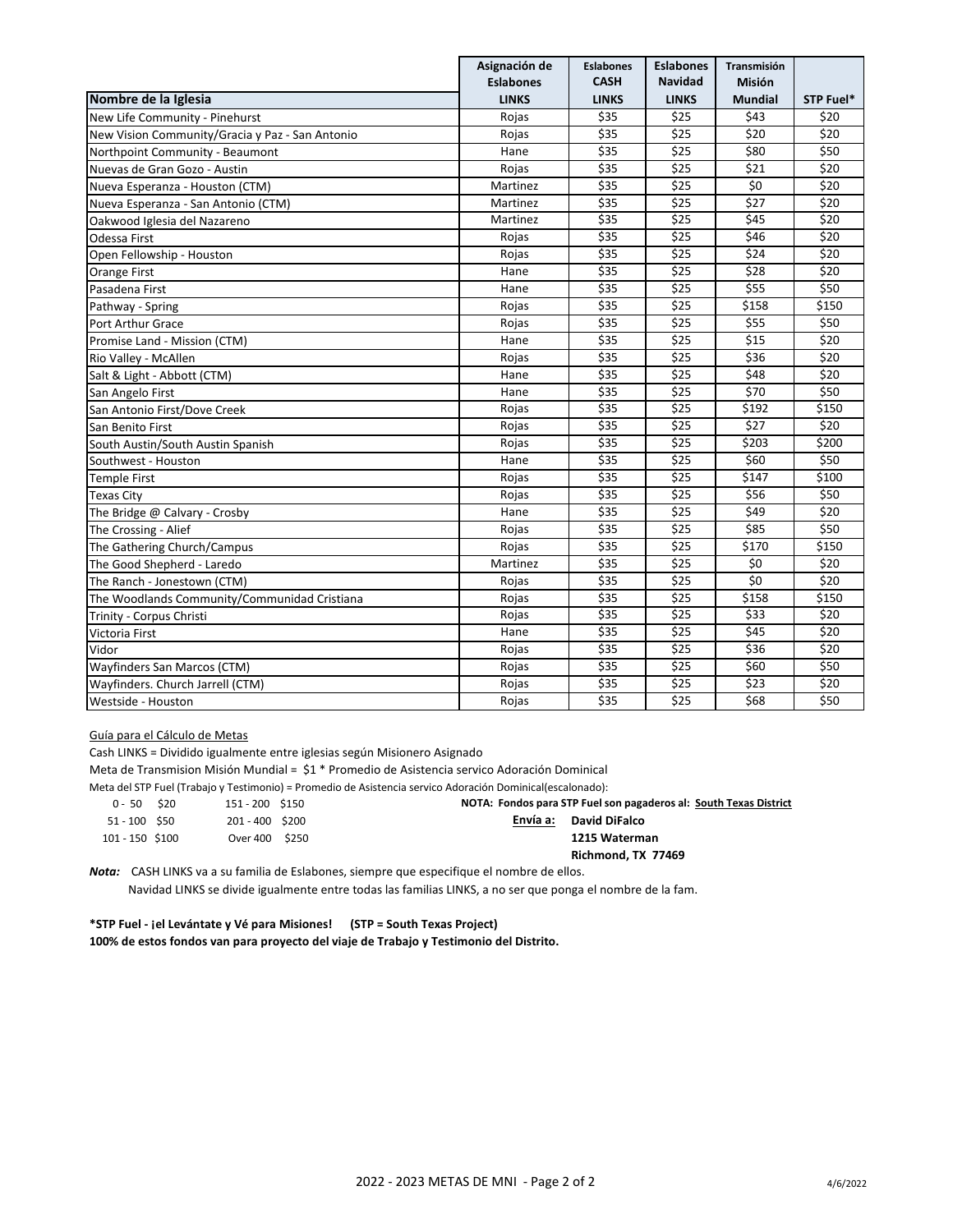| Nombre de la Iglesia | Asignación de Eslabones LINKS | Eslabones CASH LINKS | Eslabones Navidad LINKS | Transmisión Misión Mundial | STP Fuel* |
|---|---|---|---|---|---|
| New Life Community - Pinehurst | Rojas | $35 | $25 | $43 | $20 |
| New Vision Community/Gracia y Paz - San Antonio | Rojas | $35 | $25 | $20 | $20 |
| Northpoint Community - Beaumont | Hane | $35 | $25 | $80 | $50 |
| Nuevas de Gran Gozo - Austin | Rojas | $35 | $25 | $21 | $20 |
| Nueva Esperanza - Houston (CTM) | Martinez | $35 | $25 | $0 | $20 |
| Nueva Esperanza - San Antonio (CTM) | Martinez | $35 | $25 | $27 | $20 |
| Oakwood Iglesia del Nazareno | Martinez | $35 | $25 | $45 | $20 |
| Odessa First | Rojas | $35 | $25 | $46 | $20 |
| Open Fellowship - Houston | Rojas | $35 | $25 | $24 | $20 |
| Orange First | Hane | $35 | $25 | $28 | $20 |
| Pasadena First | Hane | $35 | $25 | $55 | $50 |
| Pathway - Spring | Rojas | $35 | $25 | $158 | $150 |
| Port Arthur Grace | Rojas | $35 | $25 | $55 | $50 |
| Promise Land - Mission (CTM) | Hane | $35 | $25 | $15 | $20 |
| Rio Valley - McAllen | Rojas | $35 | $25 | $36 | $20 |
| Salt & Light - Abbott (CTM) | Hane | $35 | $25 | $48 | $20 |
| San Angelo First | Hane | $35 | $25 | $70 | $50 |
| San Antonio First/Dove Creek | Rojas | $35 | $25 | $192 | $150 |
| San Benito First | Rojas | $35 | $25 | $27 | $20 |
| South Austin/South Austin Spanish | Rojas | $35 | $25 | $203 | $200 |
| Southwest - Houston | Hane | $35 | $25 | $60 | $50 |
| Temple First | Rojas | $35 | $25 | $147 | $100 |
| Texas City | Rojas | $35 | $25 | $56 | $50 |
| The Bridge @ Calvary - Crosby | Hane | $35 | $25 | $49 | $20 |
| The Crossing - Alief | Rojas | $35 | $25 | $85 | $50 |
| The Gathering Church/Campus | Rojas | $35 | $25 | $170 | $150 |
| The Good Shepherd - Laredo | Martinez | $35 | $25 | $0 | $20 |
| The Ranch - Jonestown (CTM) | Rojas | $35 | $25 | $0 | $20 |
| The Woodlands Community/Communidad Cristiana | Rojas | $35 | $25 | $158 | $150 |
| Trinity - Corpus Christi | Rojas | $35 | $25 | $33 | $20 |
| Victoria First | Hane | $35 | $25 | $45 | $20 |
| Vidor | Rojas | $35 | $25 | $36 | $20 |
| Wayfinders San Marcos (CTM) | Rojas | $35 | $25 | $60 | $50 |
| Wayfinders. Church Jarrell (CTM) | Rojas | $35 | $25 | $23 | $20 |
| Westside - Houston | Rojas | $35 | $25 | $68 | $50 |

Guía para el Cálculo de Metas

Cash LINKS = Dividido igualmente entre iglesias según Misionero Asignado

Meta de Transmision Misión Mundial = $1 * Promedio de Asistencia servico Adoración Dominical

Meta del STP Fuel (Trabajo y Testimonio) = Promedio de Asistencia servico Adoración Dominical(escalonado):

| | | | |
|---|---|---|---|
| 0 - 50 | $20 | 151 - 200 | $150 |
| 51 - 100 | $50 | 201 - 400 | $200 |
| 101 - 150 | $100 | Over 400 | $250 |

**NOTA: Fondos para STP Fuel son pagaderos al: South Texas District**

Envía a: **David DiFalco**
**1215 Waterman**
**Richmond, TX 77469**

***Nota:*** CASH LINKS va a su familia de Eslabones, siempre que especifique el nombre de ellos.
Navidad LINKS se divide igualmente entre todas las familias LINKS, a no ser que ponga el nombre de la fam.

**\*STP Fuel - ¡el Levántate y Vé para Misiones! (STP = South Texas Project)**

**100% de estos fondos van para proyecto del viaje de Trabajo y Testimonio del Distrito.**